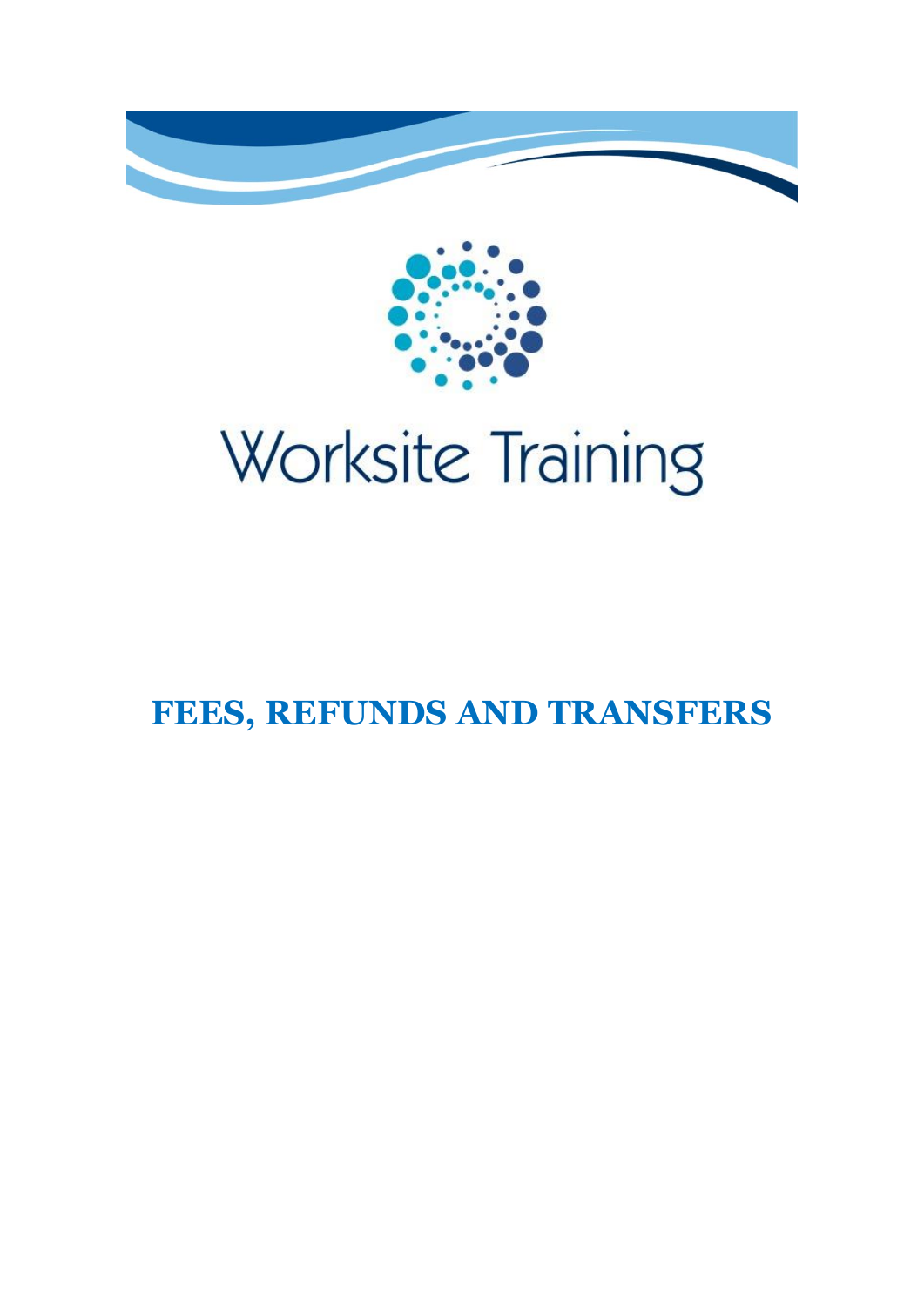Worksite Training

# FEES, REFUNDS AND TRANSFERS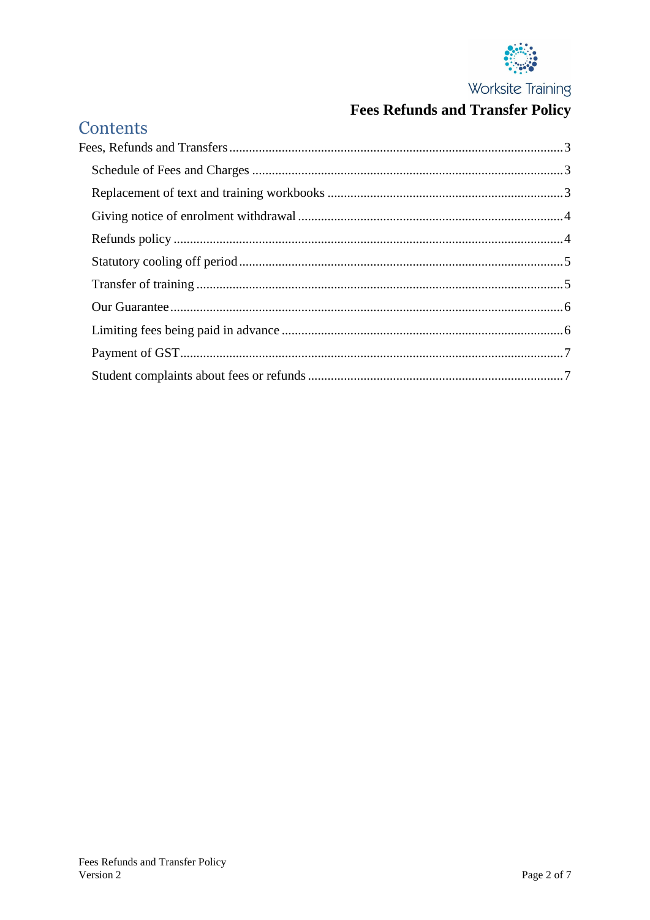# Contents

- Fees, Refunds and Transfers ........ 3
  - Schedule of Fees and Charges ........ 3
  - Replacement of text and training workbooks ........ 3
  - Giving notice of enrolment withdrawal ........ 4
  - Refunds policy ........ 4
  - Statutory cooling off period ........ 5
  - Transfer of training ........ 5
  - Our Guarantee ........ 6
  - Limiting fees being paid in advance ........ 6
  - Payment of GST ........ 7
  - Student complaints about fees or refunds ........ 7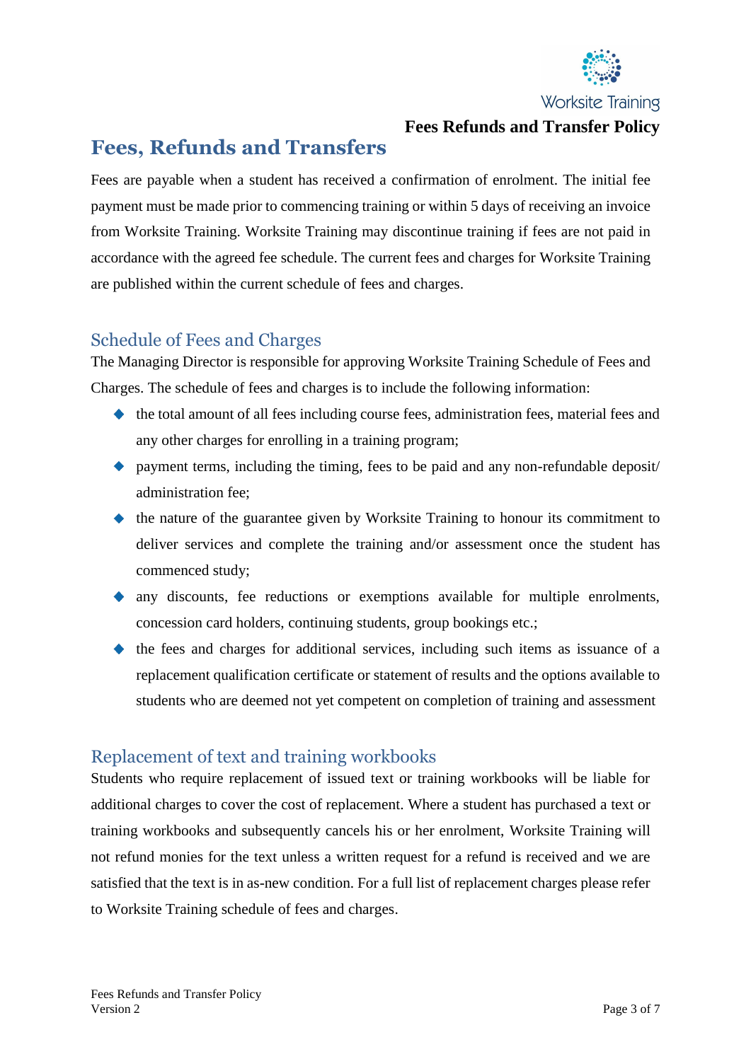# Fees, Refunds and Transfers

Fees are payable when a student has received a confirmation of enrolment. The initial fee payment must be made prior to commencing training or within 5 days of receiving an invoice from Worksite Training. Worksite Training may discontinue training if fees are not paid in accordance with the agreed fee schedule. The current fees and charges for Worksite Training are published within the current schedule of fees and charges.

## Schedule of Fees and Charges

The Managing Director is responsible for approving Worksite Training Schedule of Fees and Charges. The schedule of fees and charges is to include the following information:

- the total amount of all fees including course fees, administration fees, material fees and any other charges for enrolling in a training program;
- payment terms, including the timing, fees to be paid and any non-refundable deposit/ administration fee;
- the nature of the guarantee given by Worksite Training to honour its commitment to deliver services and complete the training and/or assessment once the student has commenced study;
- any discounts, fee reductions or exemptions available for multiple enrolments, concession card holders, continuing students, group bookings etc.;
- the fees and charges for additional services, including such items as issuance of a replacement qualification certificate or statement of results and the options available to students who are deemed not yet competent on completion of training and assessment

## Replacement of text and training workbooks

Students who require replacement of issued text or training workbooks will be liable for additional charges to cover the cost of replacement. Where a student has purchased a text or training workbooks and subsequently cancels his or her enrolment, Worksite Training will not refund monies for the text unless a written request for a refund is received and we are satisfied that the text is in as-new condition. For a full list of replacement charges please refer to Worksite Training schedule of fees and charges.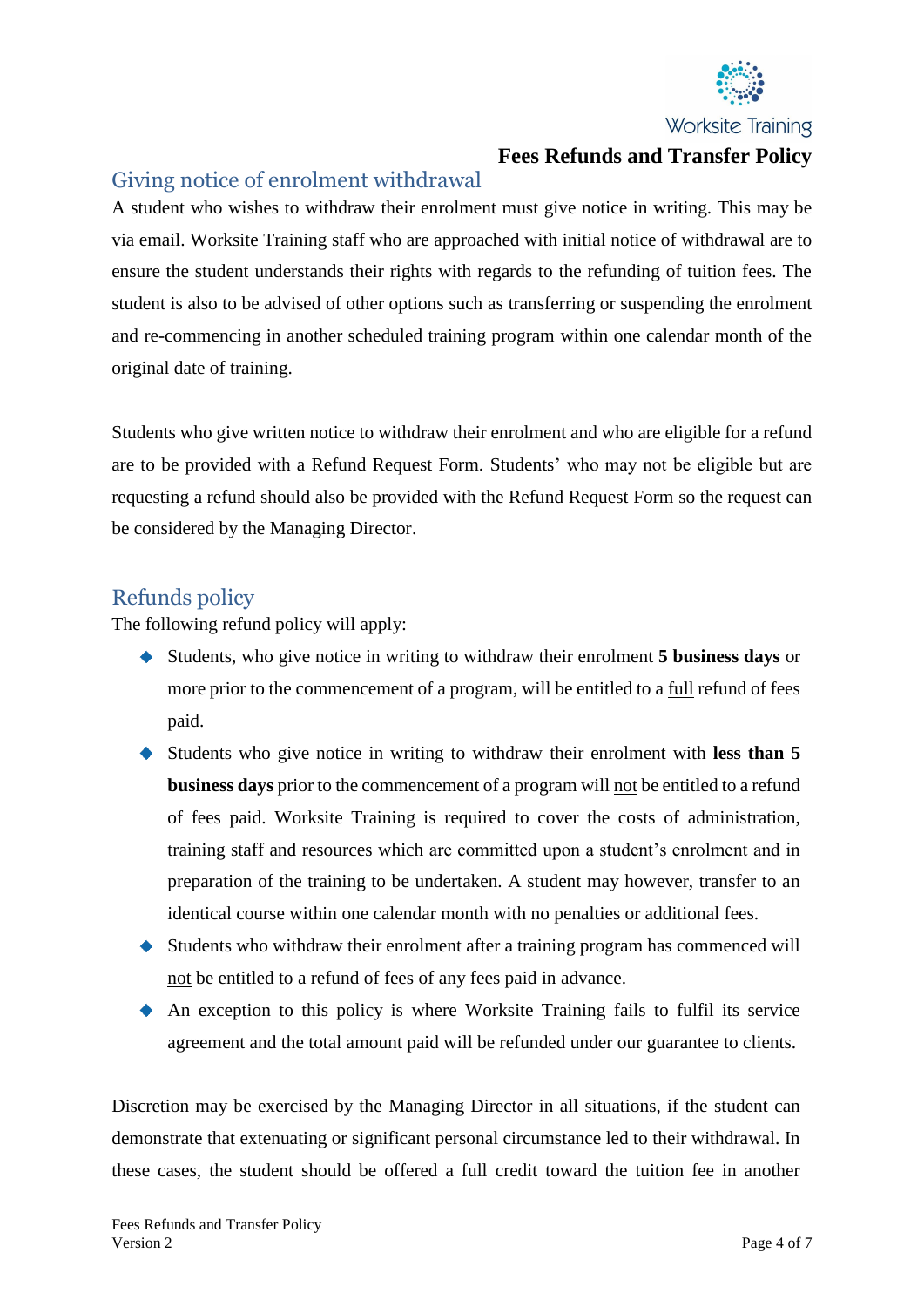## Giving notice of enrolment withdrawal

A student who wishes to withdraw their enrolment must give notice in writing. This may be via email. Worksite Training staff who are approached with initial notice of withdrawal are to ensure the student understands their rights with regards to the refunding of tuition fees. The student is also to be advised of other options such as transferring or suspending the enrolment and re-commencing in another scheduled training program within one calendar month of the original date of training.

Students who give written notice to withdraw their enrolment and who are eligible for a refund are to be provided with a Refund Request Form. Students' who may not be eligible but are requesting a refund should also be provided with the Refund Request Form so the request can be considered by the Managing Director.

## Refunds policy

The following refund policy will apply:

- Students, who give notice in writing to withdraw their enrolment **5 business days** or more prior to the commencement of a program, will be entitled to a full refund of fees paid.
- Students who give notice in writing to withdraw their enrolment with **less than 5 business days** prior to the commencement of a program will not be entitled to a refund of fees paid. Worksite Training is required to cover the costs of administration, training staff and resources which are committed upon a student's enrolment and in preparation of the training to be undertaken. A student may however, transfer to an identical course within one calendar month with no penalties or additional fees.
- Students who withdraw their enrolment after a training program has commenced will not be entitled to a refund of fees of any fees paid in advance.
- An exception to this policy is where Worksite Training fails to fulfil its service agreement and the total amount paid will be refunded under our guarantee to clients.

Discretion may be exercised by the Managing Director in all situations, if the student can demonstrate that extenuating or significant personal circumstance led to their withdrawal. In these cases, the student should be offered a full credit toward the tuition fee in another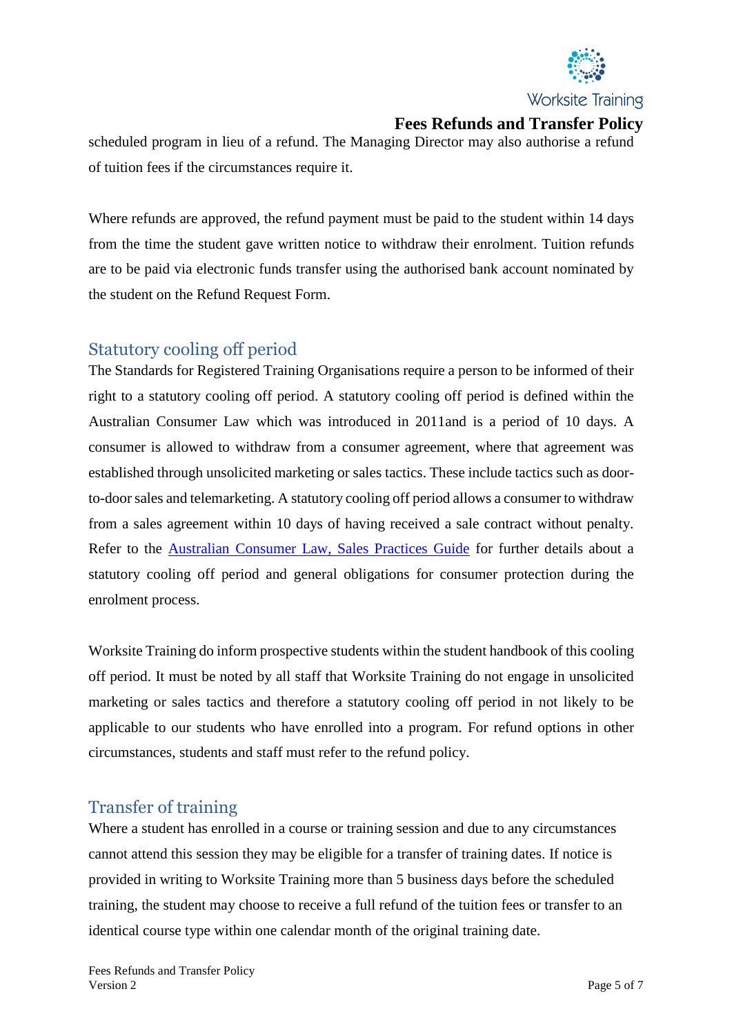scheduled program in lieu of a refund. The Managing Director may also authorise a refund of tuition fees if the circumstances require it.

Where refunds are approved, the refund payment must be paid to the student within 14 days from the time the student gave written notice to withdraw their enrolment. Tuition refunds are to be paid via electronic funds transfer using the authorised bank account nominated by the student on the Refund Request Form.

## Statutory cooling off period

The Standards for Registered Training Organisations require a person to be informed of their right to a statutory cooling off period. A statutory cooling off period is defined within the Australian Consumer Law which was introduced in 2011and is a period of 10 days. A consumer is allowed to withdraw from a consumer agreement, where that agreement was established through unsolicited marketing or sales tactics. These include tactics such as door-to-door sales and telemarketing. A statutory cooling off period allows a consumer to withdraw from a sales agreement within 10 days of having received a sale contract without penalty. Refer to the Australian Consumer Law, Sales Practices Guide for further details about a statutory cooling off period and general obligations for consumer protection during the enrolment process.

Worksite Training do inform prospective students within the student handbook of this cooling off period. It must be noted by all staff that Worksite Training do not engage in unsolicited marketing or sales tactics and therefore a statutory cooling off period in not likely to be applicable to our students who have enrolled into a program. For refund options in other circumstances, students and staff must refer to the refund policy.

## Transfer of training

Where a student has enrolled in a course or training session and due to any circumstances cannot attend this session they may be eligible for a transfer of training dates. If notice is provided in writing to Worksite Training more than 5 business days before the scheduled training, the student may choose to receive a full refund of the tuition fees or transfer to an identical course type within one calendar month of the original training date.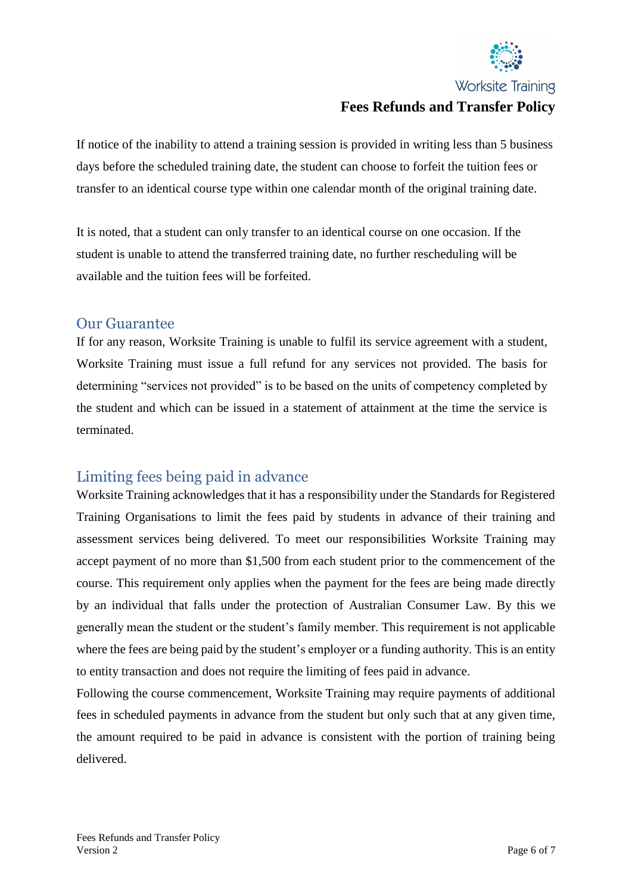If notice of the inability to attend a training session is provided in writing less than 5 business days before the scheduled training date, the student can choose to forfeit the tuition fees or transfer to an identical course type within one calendar month of the original training date.

It is noted, that a student can only transfer to an identical course on one occasion. If the student is unable to attend the transferred training date, no further rescheduling will be available and the tuition fees will be forfeited.

## Our Guarantee

If for any reason, Worksite Training is unable to fulfil its service agreement with a student, Worksite Training must issue a full refund for any services not provided. The basis for determining "services not provided" is to be based on the units of competency completed by the student and which can be issued in a statement of attainment at the time the service is terminated.

## Limiting fees being paid in advance

Worksite Training acknowledges that it has a responsibility under the Standards for Registered Training Organisations to limit the fees paid by students in advance of their training and assessment services being delivered. To meet our responsibilities Worksite Training may accept payment of no more than $1,500 from each student prior to the commencement of the course. This requirement only applies when the payment for the fees are being made directly by an individual that falls under the protection of Australian Consumer Law. By this we generally mean the student or the student's family member. This requirement is not applicable where the fees are being paid by the student's employer or a funding authority. This is an entity to entity transaction and does not require the limiting of fees paid in advance.

Following the course commencement, Worksite Training may require payments of additional fees in scheduled payments in advance from the student but only such that at any given time, the amount required to be paid in advance is consistent with the portion of training being delivered.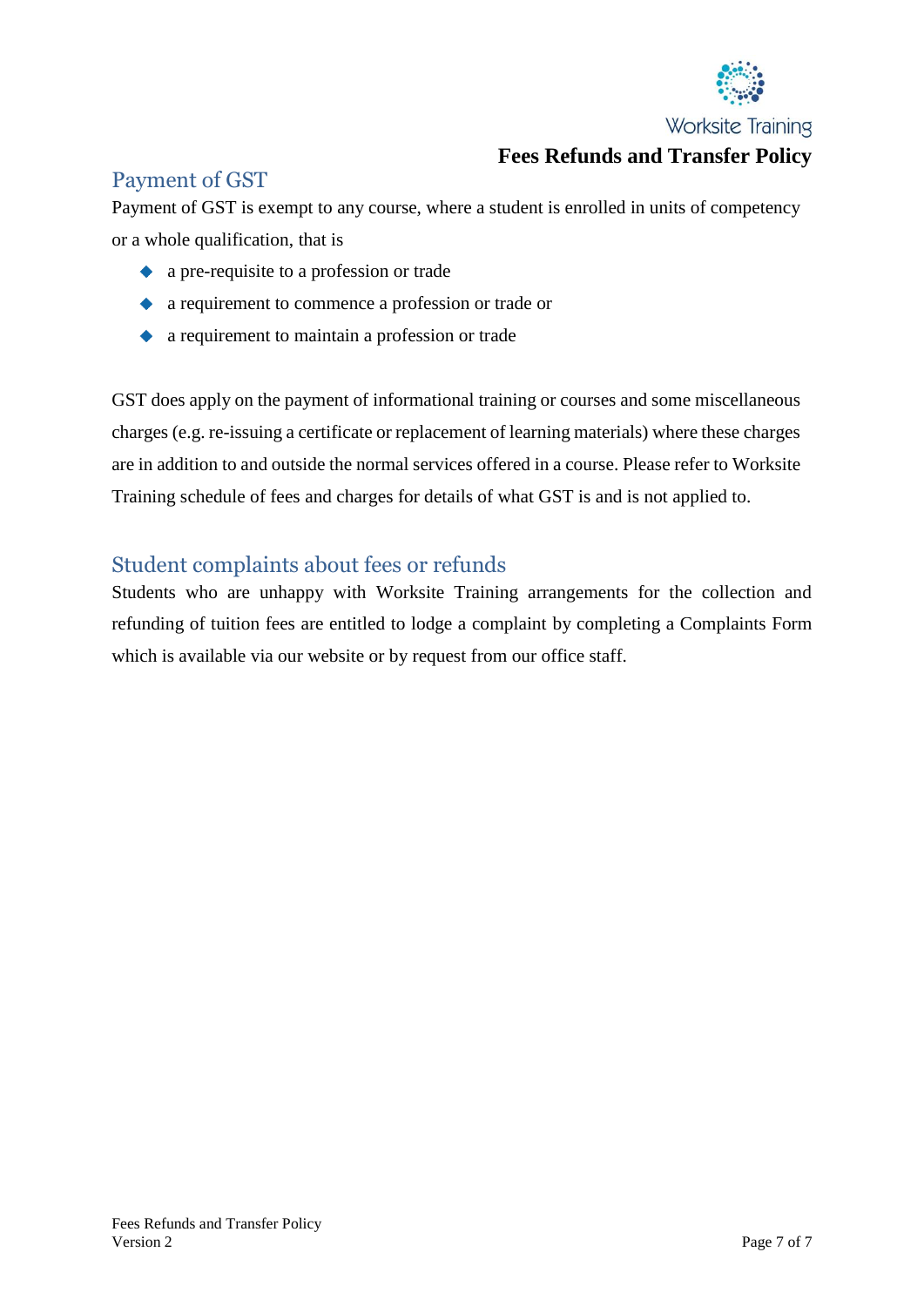## Payment of GST

Payment of GST is exempt to any course, where a student is enrolled in units of competency or a whole qualification, that is

- a pre-requisite to a profession or trade
- a requirement to commence a profession or trade or
- a requirement to maintain a profession or trade

GST does apply on the payment of informational training or courses and some miscellaneous charges (e.g. re-issuing a certificate or replacement of learning materials) where these charges are in addition to and outside the normal services offered in a course. Please refer to Worksite Training schedule of fees and charges for details of what GST is and is not applied to.

## Student complaints about fees or refunds

Students who are unhappy with Worksite Training arrangements for the collection and refunding of tuition fees are entitled to lodge a complaint by completing a Complaints Form which is available via our website or by request from our office staff.